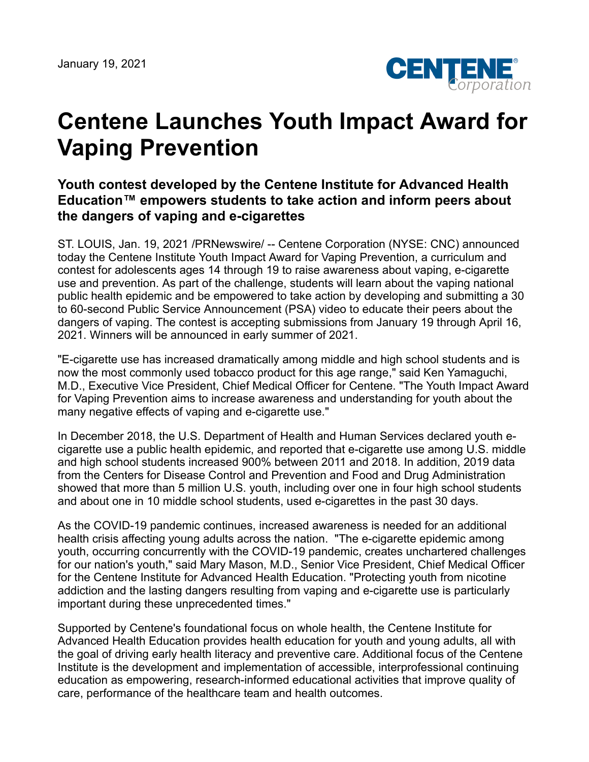January 19, 2021

# Centene Launches Youth Impact Award for Vaping Prevention

## Youth contest developed by the Centene Institute for Advanced Health Education™ empowers students to take action and inform peers about the dangers of vaping and e-cigarettes

ST. LOUIS, Jan. 19, 2021 /PRNewswire/ -- Centene Corporation (NYSE: CNC) announced today the Centene Institute Youth Impact Award for Vaping Prevention, a curriculum and contest for adolescents ages 14 through 19 to raise awareness about vaping, e-cigarette use and prevention. As part of the challenge, students will learn about the vaping national public health epidemic and be empowered to take action by developing and submitting a 30 to 60-second Public Service Announcement (PSA) video to educate their peers about the dangers of vaping. The contest is accepting submissions from January 19 through April 16, 2021. Winners will be announced in early summer of 2021.

"E-cigarette use has increased dramatically among middle and high school students and is now the most commonly used tobacco product for this age range," said Ken Yamaguchi, M.D., Executive Vice President, Chief Medical Officer for Centene. "The Youth Impact Award for Vaping Prevention aims to increase awareness and understanding for youth about the many negative effects of vaping and e-cigarette use."

In December 2018, the U.S. Department of Health and Human Services declared youth e-cigarette use a public health epidemic, and reported that e-cigarette use among U.S. middle and high school students increased 900% between 2011 and 2018. In addition, 2019 data from the Centers for Disease Control and Prevention and Food and Drug Administration showed that more than 5 million U.S. youth, including over one in four high school students and about one in 10 middle school students, used e-cigarettes in the past 30 days.

As the COVID-19 pandemic continues, increased awareness is needed for an additional health crisis affecting young adults across the nation. "The e-cigarette epidemic among youth, occurring concurrently with the COVID-19 pandemic, creates unchartered challenges for our nation's youth," said Mary Mason, M.D., Senior Vice President, Chief Medical Officer for the Centene Institute for Advanced Health Education. "Protecting youth from nicotine addiction and the lasting dangers resulting from vaping and e-cigarette use is particularly important during these unprecedented times."

Supported by Centene's foundational focus on whole health, the Centene Institute for Advanced Health Education provides health education for youth and young adults, all with the goal of driving early health literacy and preventive care. Additional focus of the Centene Institute is the development and implementation of accessible, interprofessional continuing education as empowering, research-informed educational activities that improve quality of care, performance of the healthcare team and health outcomes.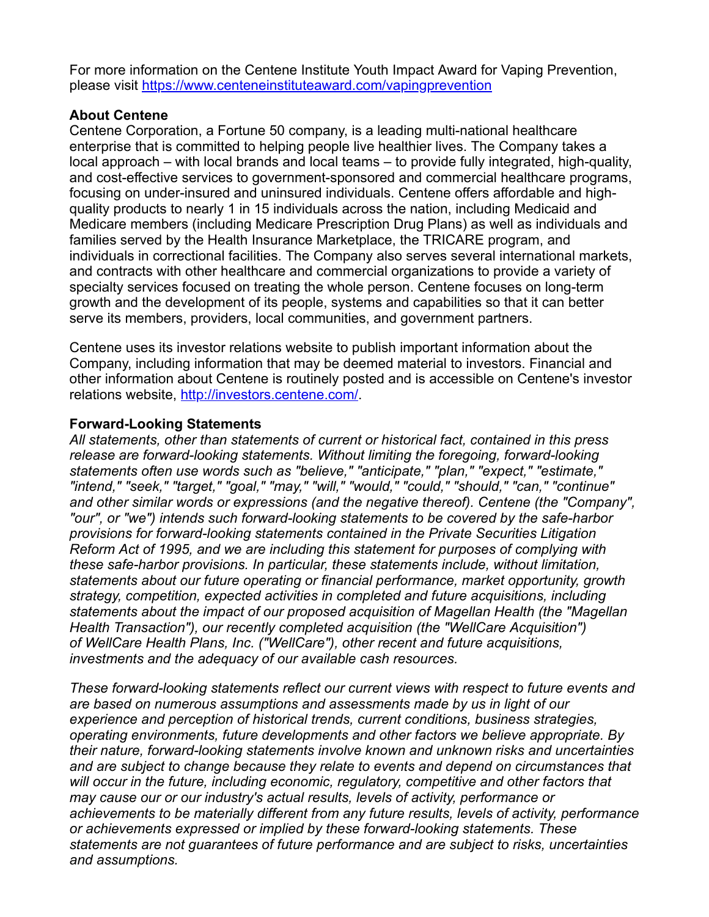For more information on the Centene Institute Youth Impact Award for Vaping Prevention, please visit [https://www.centeneinstituteaward.com/vapingprevention](https://www.centeneinstituteaward.com/vapingprevention)

**About Centene**

Centene Corporation, a Fortune 50 company, is a leading multi-national healthcare enterprise that is committed to helping people live healthier lives. The Company takes a local approach – with local brands and local teams – to provide fully integrated, high-quality, and cost-effective services to government-sponsored and commercial healthcare programs, focusing on under-insured and uninsured individuals. Centene offers affordable and high-quality products to nearly 1 in 15 individuals across the nation, including Medicaid and Medicare members (including Medicare Prescription Drug Plans) as well as individuals and families served by the Health Insurance Marketplace, the TRICARE program, and individuals in correctional facilities. The Company also serves several international markets, and contracts with other healthcare and commercial organizations to provide a variety of specialty services focused on treating the whole person. Centene focuses on long-term growth and the development of its people, systems and capabilities so that it can better serve its members, providers, local communities, and government partners.

Centene uses its investor relations website to publish important information about the Company, including information that may be deemed material to investors. Financial and other information about Centene is routinely posted and is accessible on Centene's investor relations website, [http://investors.centene.com/](http://investors.centene.com/).

**Forward-Looking Statements**

*All statements, other than statements of current or historical fact, contained in this press release are forward-looking statements. Without limiting the foregoing, forward-looking statements often use words such as "believe," "anticipate," "plan," "expect," "estimate," "intend," "seek," "target," "goal," "may," "will," "would," "could," "should," "can," "continue" and other similar words or expressions (and the negative thereof). Centene (the "Company", "our", or "we") intends such forward-looking statements to be covered by the safe-harbor provisions for forward-looking statements contained in the Private Securities Litigation Reform Act of 1995, and we are including this statement for purposes of complying with these safe-harbor provisions. In particular, these statements include, without limitation, statements about our future operating or financial performance, market opportunity, growth strategy, competition, expected activities in completed and future acquisitions, including statements about the impact of our proposed acquisition of Magellan Health (the "Magellan Health Transaction"), our recently completed acquisition (the "WellCare Acquisition") of WellCare Health Plans, Inc. ("WellCare"), other recent and future acquisitions, investments and the adequacy of our available cash resources.*

*These forward-looking statements reflect our current views with respect to future events and are based on numerous assumptions and assessments made by us in light of our experience and perception of historical trends, current conditions, business strategies, operating environments, future developments and other factors we believe appropriate. By their nature, forward-looking statements involve known and unknown risks and uncertainties and are subject to change because they relate to events and depend on circumstances that will occur in the future, including economic, regulatory, competitive and other factors that may cause our or our industry's actual results, levels of activity, performance or achievements to be materially different from any future results, levels of activity, performance or achievements expressed or implied by these forward-looking statements. These statements are not guarantees of future performance and are subject to risks, uncertainties and assumptions.*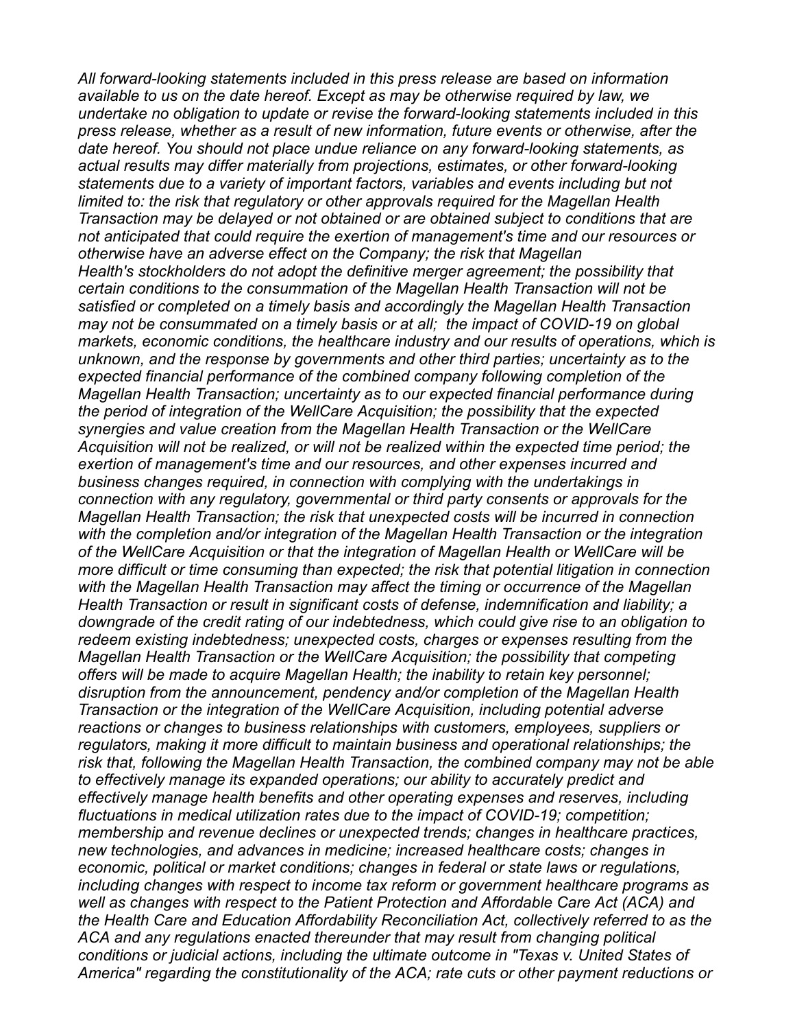*All forward-looking statements included in this press release are based on information available to us on the date hereof. Except as may be otherwise required by law, we undertake no obligation to update or revise the forward-looking statements included in this press release, whether as a result of new information, future events or otherwise, after the date hereof. You should not place undue reliance on any forward-looking statements, as actual results may differ materially from projections, estimates, or other forward-looking statements due to a variety of important factors, variables and events including but not limited to: the risk that regulatory or other approvals required for the Magellan Health Transaction may be delayed or not obtained or are obtained subject to conditions that are not anticipated that could require the exertion of management's time and our resources or otherwise have an adverse effect on the Company; the risk that Magellan Health's stockholders do not adopt the definitive merger agreement; the possibility that certain conditions to the consummation of the Magellan Health Transaction will not be satisfied or completed on a timely basis and accordingly the Magellan Health Transaction may not be consummated on a timely basis or at all; the impact of COVID-19 on global markets, economic conditions, the healthcare industry and our results of operations, which is unknown, and the response by governments and other third parties; uncertainty as to the expected financial performance of the combined company following completion of the Magellan Health Transaction; uncertainty as to our expected financial performance during the period of integration of the WellCare Acquisition; the possibility that the expected synergies and value creation from the Magellan Health Transaction or the WellCare Acquisition will not be realized, or will not be realized within the expected time period; the exertion of management's time and our resources, and other expenses incurred and business changes required, in connection with complying with the undertakings in connection with any regulatory, governmental or third party consents or approvals for the Magellan Health Transaction; the risk that unexpected costs will be incurred in connection with the completion and/or integration of the Magellan Health Transaction or the integration of the WellCare Acquisition or that the integration of Magellan Health or WellCare will be more difficult or time consuming than expected; the risk that potential litigation in connection with the Magellan Health Transaction may affect the timing or occurrence of the Magellan Health Transaction or result in significant costs of defense, indemnification and liability; a downgrade of the credit rating of our indebtedness, which could give rise to an obligation to redeem existing indebtedness; unexpected costs, charges or expenses resulting from the Magellan Health Transaction or the WellCare Acquisition; the possibility that competing offers will be made to acquire Magellan Health; the inability to retain key personnel; disruption from the announcement, pendency and/or completion of the Magellan Health Transaction or the integration of the WellCare Acquisition, including potential adverse reactions or changes to business relationships with customers, employees, suppliers or regulators, making it more difficult to maintain business and operational relationships; the risk that, following the Magellan Health Transaction, the combined company may not be able to effectively manage its expanded operations; our ability to accurately predict and effectively manage health benefits and other operating expenses and reserves, including fluctuations in medical utilization rates due to the impact of COVID-19; competition; membership and revenue declines or unexpected trends; changes in healthcare practices, new technologies, and advances in medicine; increased healthcare costs; changes in economic, political or market conditions; changes in federal or state laws or regulations, including changes with respect to income tax reform or government healthcare programs as well as changes with respect to the Patient Protection and Affordable Care Act (ACA) and the Health Care and Education Affordability Reconciliation Act, collectively referred to as the ACA and any regulations enacted thereunder that may result from changing political conditions or judicial actions, including the ultimate outcome in "Texas v. United States of America" regarding the constitutionality of the ACA; rate cuts or other payment reductions or*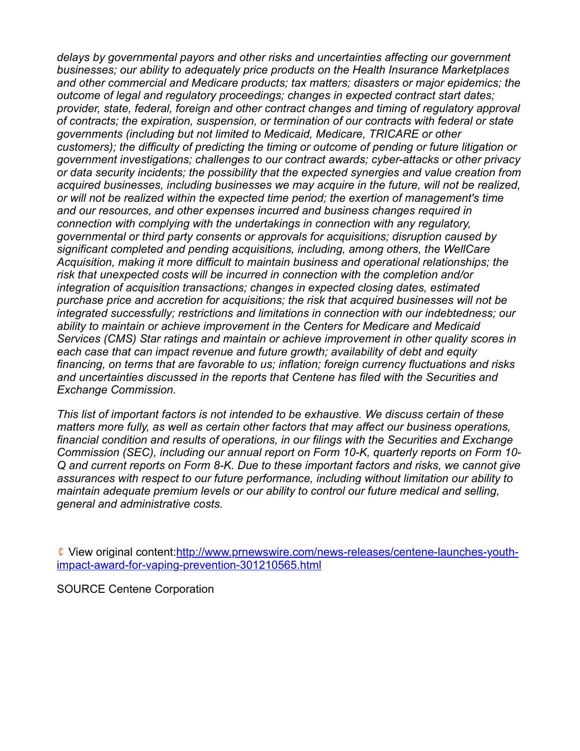*delays by governmental payors and other risks and uncertainties affecting our government businesses; our ability to adequately price products on the Health Insurance Marketplaces and other commercial and Medicare products; tax matters; disasters or major epidemics; the outcome of legal and regulatory proceedings; changes in expected contract start dates; provider, state, federal, foreign and other contract changes and timing of regulatory approval of contracts; the expiration, suspension, or termination of our contracts with federal or state governments (including but not limited to Medicaid, Medicare, TRICARE or other customers); the difficulty of predicting the timing or outcome of pending or future litigation or government investigations; challenges to our contract awards; cyber-attacks or other privacy or data security incidents; the possibility that the expected synergies and value creation from acquired businesses, including businesses we may acquire in the future, will not be realized, or will not be realized within the expected time period; the exertion of management's time and our resources, and other expenses incurred and business changes required in connection with complying with the undertakings in connection with any regulatory, governmental or third party consents or approvals for acquisitions; disruption caused by significant completed and pending acquisitions, including, among others, the WellCare Acquisition, making it more difficult to maintain business and operational relationships; the risk that unexpected costs will be incurred in connection with the completion and/or integration of acquisition transactions; changes in expected closing dates, estimated purchase price and accretion for acquisitions; the risk that acquired businesses will not be integrated successfully; restrictions and limitations in connection with our indebtedness; our ability to maintain or achieve improvement in the Centers for Medicare and Medicaid Services (CMS) Star ratings and maintain or achieve improvement in other quality scores in each case that can impact revenue and future growth; availability of debt and equity financing, on terms that are favorable to us; inflation; foreign currency fluctuations and risks and uncertainties discussed in the reports that Centene has filed with the Securities and Exchange Commission.*

*This list of important factors is not intended to be exhaustive. We discuss certain of these matters more fully, as well as certain other factors that may affect our business operations, financial condition and results of operations, in our filings with the Securities and Exchange Commission (SEC), including our annual report on Form 10-K, quarterly reports on Form 10-Q and current reports on Form 8-K. Due to these important factors and risks, we cannot give assurances with respect to our future performance, including without limitation our ability to maintain adequate premium levels or our ability to control our future medical and selling, general and administrative costs.*

View original content:[http://www.prnewswire.com/news-releases/centene-launches-youth-impact-award-for-vaping-prevention-301210565.html](http://www.prnewswire.com/news-releases/centene-launches-youth-impact-award-for-vaping-prevention-301210565.html)

SOURCE Centene Corporation